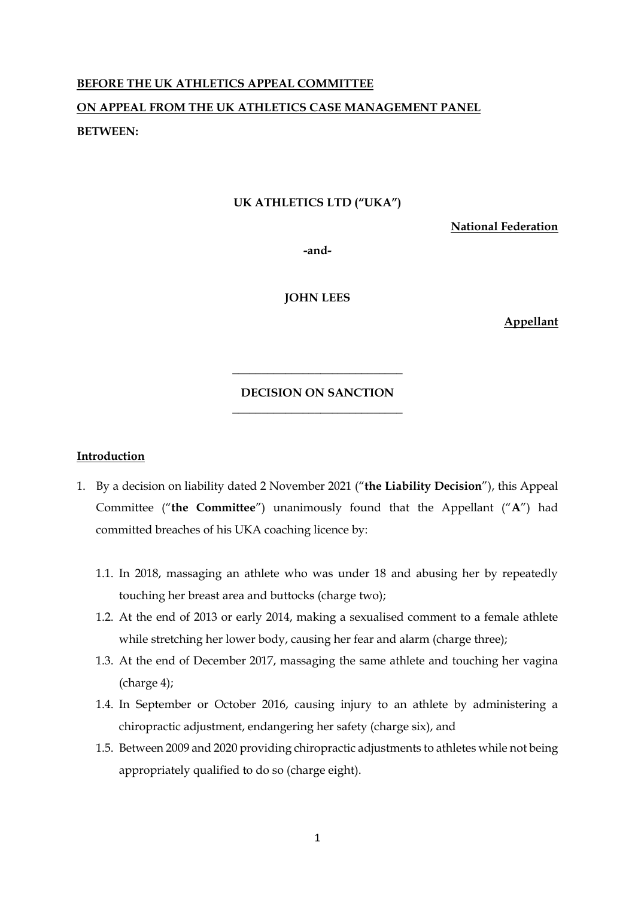**BEFORE THE UK ATHLETICS APPEAL COMMITTEE**

**ON APPEAL FROM THE UK ATHLETICS CASE MANAGEMENT PANEL**

**BETWEEN:**

**UK ATHLETICS LTD ("UKA")**

**National Federation**

**-and-**

**JOHN LEES**

**Appellant**

---

**DECISION ON SANCTION**

---

## Introduction

1. By a decision on liability dated 2 November 2021 ("**the Liability Decision**"), this Appeal Committee ("**the Committee**") unanimously found that the Appellant ("**A**") had committed breaches of his UKA coaching licence by:

   1.1. In 2018, massaging an athlete who was under 18 and abusing her by repeatedly touching her breast area and buttocks (charge two);

   1.2. At the end of 2013 or early 2014, making a sexualised comment to a female athlete while stretching her lower body, causing her fear and alarm (charge three);

   1.3. At the end of December 2017, massaging the same athlete and touching her vagina (charge 4);

   1.4. In September or October 2016, causing injury to an athlete by administering a chiropractic adjustment, endangering her safety (charge six), and

   1.5. Between 2009 and 2020 providing chiropractic adjustments to athletes while not being appropriately qualified to do so (charge eight).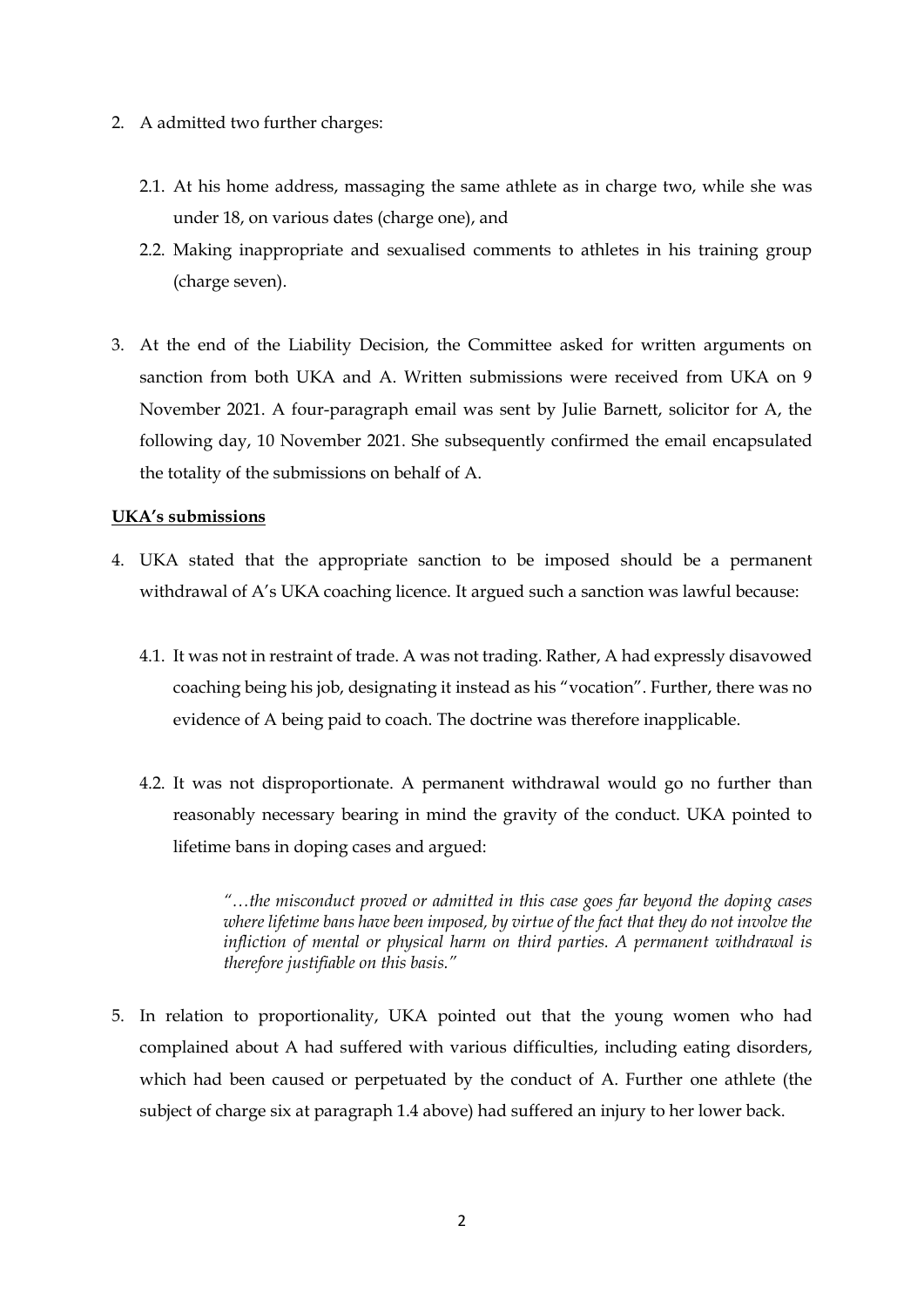2. A admitted two further charges:

   2.1. At his home address, massaging the same athlete as in charge two, while she was under 18, on various dates (charge one), and

   2.2. Making inappropriate and sexualised comments to athletes in his training group (charge seven).

3. At the end of the Liability Decision, the Committee asked for written arguments on sanction from both UKA and A. Written submissions were received from UKA on 9 November 2021. A four-paragraph email was sent by Julie Barnett, solicitor for A, the following day, 10 November 2021. She subsequently confirmed the email encapsulated the totality of the submissions on behalf of A.

**UKA's submissions**

4. UKA stated that the appropriate sanction to be imposed should be a permanent withdrawal of A's UKA coaching licence. It argued such a sanction was lawful because:

   4.1. It was not in restraint of trade. A was not trading. Rather, A had expressly disavowed coaching being his job, designating it instead as his "vocation". Further, there was no evidence of A being paid to coach. The doctrine was therefore inapplicable.

   4.2. It was not disproportionate. A permanent withdrawal would go no further than reasonably necessary bearing in mind the gravity of the conduct. UKA pointed to lifetime bans in doping cases and argued:

   > *"…the misconduct proved or admitted in this case goes far beyond the doping cases where lifetime bans have been imposed, by virtue of the fact that they do not involve the infliction of mental or physical harm on third parties. A permanent withdrawal is therefore justifiable on this basis."*

5. In relation to proportionality, UKA pointed out that the young women who had complained about A had suffered with various difficulties, including eating disorders, which had been caused or perpetuated by the conduct of A. Further one athlete (the subject of charge six at paragraph 1.4 above) had suffered an injury to her lower back.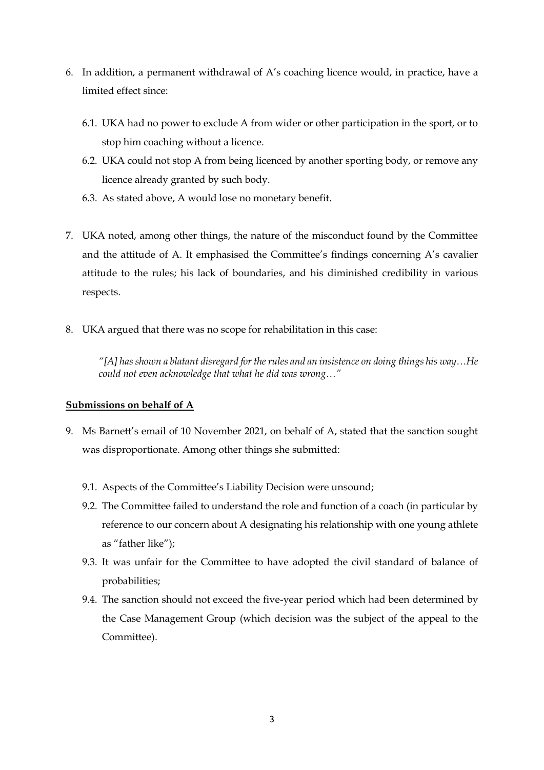6. In addition, a permanent withdrawal of A's coaching licence would, in practice, have a limited effect since:

   6.1. UKA had no power to exclude A from wider or other participation in the sport, or to stop him coaching without a licence.

   6.2. UKA could not stop A from being licenced by another sporting body, or remove any licence already granted by such body.

   6.3. As stated above, A would lose no monetary benefit.

7. UKA noted, among other things, the nature of the misconduct found by the Committee and the attitude of A. It emphasised the Committee's findings concerning A's cavalier attitude to the rules; his lack of boundaries, and his diminished credibility in various respects.

8. UKA argued that there was no scope for rehabilitation in this case:

   > *"[A] has shown a blatant disregard for the rules and an insistence on doing things his way…He could not even acknowledge that what he did was wrong…"*

**Submissions on behalf of A**

9. Ms Barnett's email of 10 November 2021, on behalf of A, stated that the sanction sought was disproportionate. Among other things she submitted:

   9.1. Aspects of the Committee's Liability Decision were unsound;

   9.2. The Committee failed to understand the role and function of a coach (in particular by reference to our concern about A designating his relationship with one young athlete as "father like");

   9.3. It was unfair for the Committee to have adopted the civil standard of balance of probabilities;

   9.4. The sanction should not exceed the five-year period which had been determined by the Case Management Group (which decision was the subject of the appeal to the Committee).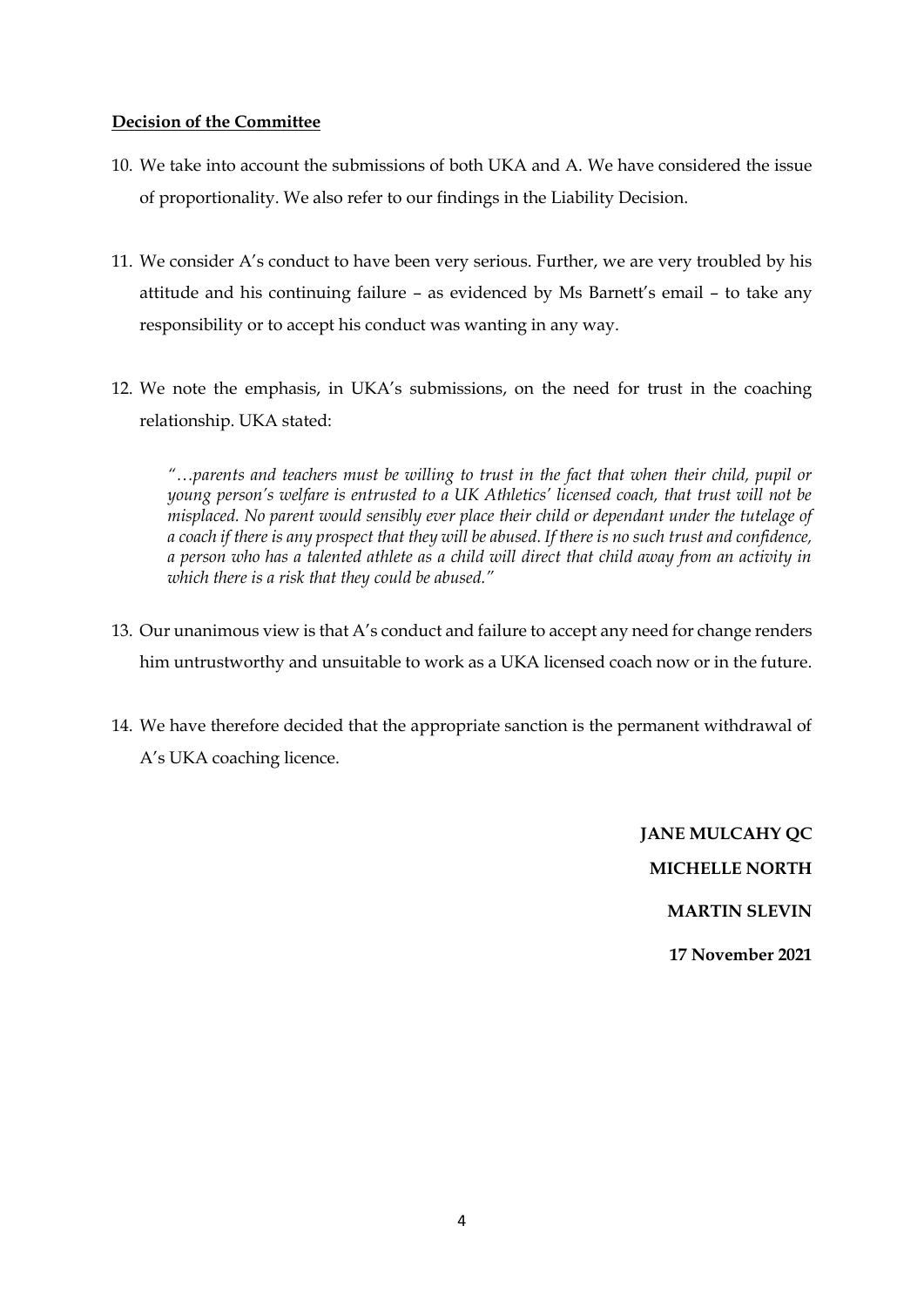**Decision of the Committee**

10. We take into account the submissions of both UKA and A. We have considered the issue of proportionality. We also refer to our findings in the Liability Decision.

11. We consider A's conduct to have been very serious. Further, we are very troubled by his attitude and his continuing failure – as evidenced by Ms Barnett's email – to take any responsibility or to accept his conduct was wanting in any way.

12. We note the emphasis, in UKA's submissions, on the need for trust in the coaching relationship. UKA stated:

> *"…parents and teachers must be willing to trust in the fact that when their child, pupil or young person's welfare is entrusted to a UK Athletics' licensed coach, that trust will not be misplaced. No parent would sensibly ever place their child or dependant under the tutelage of a coach if there is any prospect that they will be abused. If there is no such trust and confidence, a person who has a talented athlete as a child will direct that child away from an activity in which there is a risk that they could be abused."*

13. Our unanimous view is that A's conduct and failure to accept any need for change renders him untrustworthy and unsuitable to work as a UKA licensed coach now or in the future.

14. We have therefore decided that the appropriate sanction is the permanent withdrawal of A's UKA coaching licence.

**JANE MULCAHY QC**

**MICHELLE NORTH**

**MARTIN SLEVIN**

**17 November 2021**